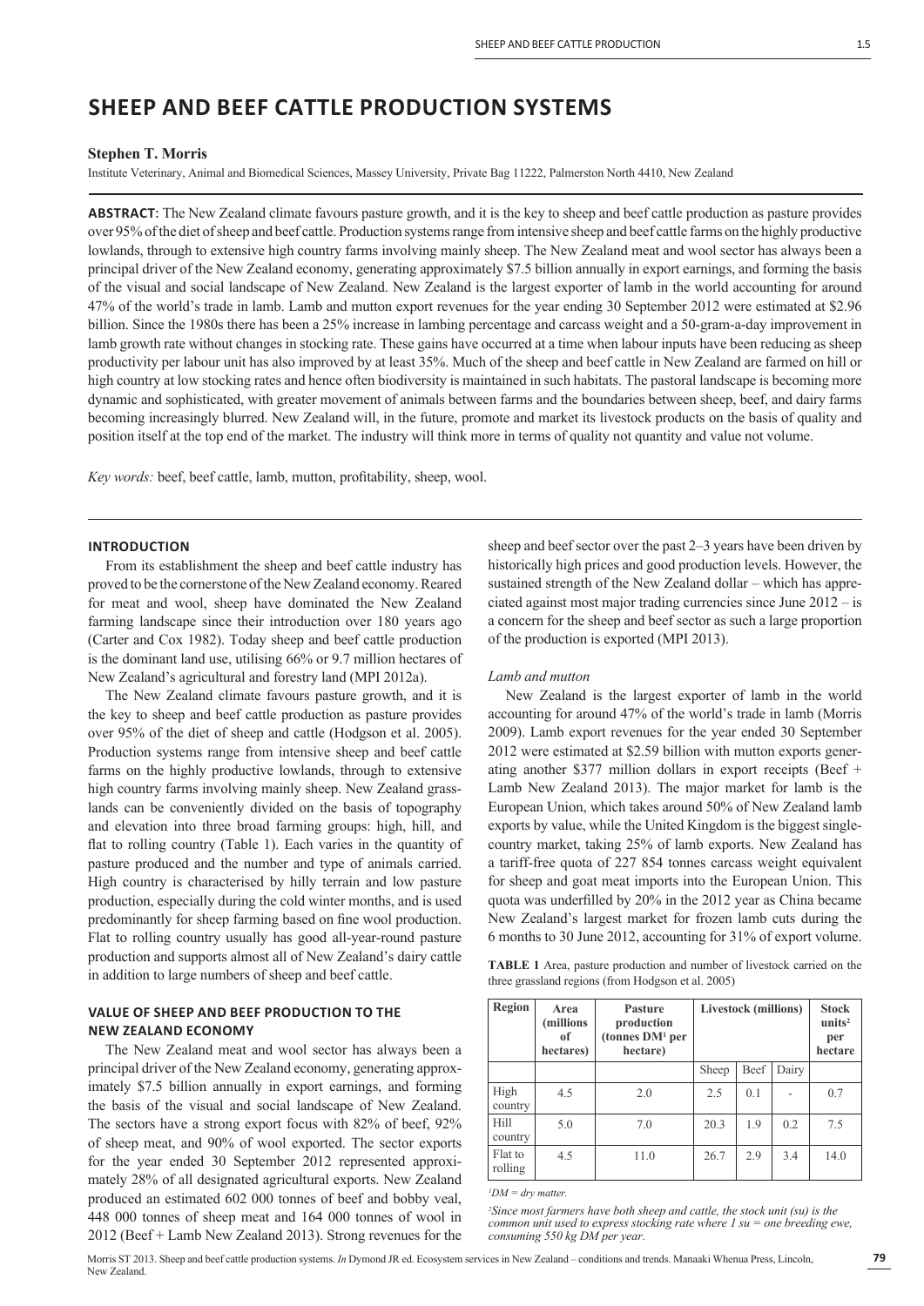# SHEEP AND BEEF CATTLE PRODUCTION SYSTEMS

**Stephen T. Morris**

Institute Veterinary, Animal and Biomedical Sciences, Massey University, Private Bag 11222, Palmerston North 4410, New Zealand

**ABSTRACT**: The New Zealand climate favours pasture growth, and it is the key to sheep and beef cattle production as pasture provides over 95% of the diet of sheep and beef cattle. Production systems range from intensive sheep and beef cattle farms on the highly productive lowlands, through to extensive high country farms involving mainly sheep. The New Zealand meat and wool sector has always been a principal driver of the New Zealand economy, generating approximately $7.5 billion annually in export earnings, and forming the basis of the visual and social landscape of New Zealand. New Zealand is the largest exporter of lamb in the world accounting for around 47% of the world's trade in lamb. Lamb and mutton export revenues for the year ending 30 September 2012 were estimated at $2.96 billion. Since the 1980s there has been a 25% increase in lambing percentage and carcass weight and a 50-gram-a-day improvement in lamb growth rate without changes in stocking rate. These gains have occurred at a time when labour inputs have been reducing as sheep productivity per labour unit has also improved by at least 35%. Much of the sheep and beef cattle in New Zealand are farmed on hill or high country at low stocking rates and hence often biodiversity is maintained in such habitats. The pastoral landscape is becoming more dynamic and sophisticated, with greater movement of animals between farms and the boundaries between sheep, beef, and dairy farms becoming increasingly blurred. New Zealand will, in the future, promote and market its livestock products on the basis of quality and position itself at the top end of the market. The industry will think more in terms of quality not quantity and value not volume.

*Key words:* beef, beef cattle, lamb, mutton, profitability, sheep, wool.

## INTRODUCTION

From its establishment the sheep and beef cattle industry has proved to be the cornerstone of the New Zealand economy. Reared for meat and wool, sheep have dominated the New Zealand farming landscape since their introduction over 180 years ago (Carter and Cox 1982). Today sheep and beef cattle production is the dominant land use, utilising 66% or 9.7 million hectares of New Zealand's agricultural and forestry land (MPI 2012a).

The New Zealand climate favours pasture growth, and it is the key to sheep and beef cattle production as pasture provides over 95% of the diet of sheep and cattle (Hodgson et al. 2005). Production systems range from intensive sheep and beef cattle farms on the highly productive lowlands, through to extensive high country farms involving mainly sheep. New Zealand grasslands can be conveniently divided on the basis of topography and elevation into three broad farming groups: high, hill, and flat to rolling country (Table 1). Each varies in the quantity of pasture produced and the number and type of animals carried. High country is characterised by hilly terrain and low pasture production, especially during the cold winter months, and is used predominantly for sheep farming based on fine wool production. Flat to rolling country usually has good all-year-round pasture production and supports almost all of New Zealand's dairy cattle in addition to large numbers of sheep and beef cattle.

## VALUE OF SHEEP AND BEEF PRODUCTION TO THE NEW ZEALAND ECONOMY

The New Zealand meat and wool sector has always been a principal driver of the New Zealand economy, generating approximately $7.5 billion annually in export earnings, and forming the basis of the visual and social landscape of New Zealand. The sectors have a strong export focus with 82% of beef, 92% of sheep meat, and 90% of wool exported. The sector exports for the year ended 30 September 2012 represented approximately 28% of all designated agricultural exports. New Zealand produced an estimated 602 000 tonnes of beef and bobby veal, 448 000 tonnes of sheep meat and 164 000 tonnes of wool in 2012 (Beef + Lamb New Zealand 2013). Strong revenues for the sheep and beef sector over the past 2–3 years have been driven by historically high prices and good production levels. However, the sustained strength of the New Zealand dollar – which has appreciated against most major trading currencies since June 2012 – is a concern for the sheep and beef sector as such a large proportion of the production is exported (MPI 2013).

### *Lamb and mutton*

New Zealand is the largest exporter of lamb in the world accounting for around 47% of the world's trade in lamb (Morris 2009). Lamb export revenues for the year ended 30 September 2012 were estimated at $2.59 billion with mutton exports generating another $377 million dollars in export receipts (Beef + Lamb New Zealand 2013). The major market for lamb is the European Union, which takes around 50% of New Zealand lamb exports by value, while the United Kingdom is the biggest single-country market, taking 25% of lamb exports. New Zealand has a tariff-free quota of 227 854 tonnes carcass weight equivalent for sheep and goat meat imports into the European Union. This quota was underfilled by 20% in the 2012 year as China became New Zealand's largest market for frozen lamb cuts during the 6 months to 30 June 2012, accounting for 31% of export volume.

**TABLE 1** Area, pasture production and number of livestock carried on the three grassland regions (from Hodgson et al. 2005)

| Region | Area (millions of hectares) | Pasture production (tonnes DM[1] per hectare) | Livestock (millions) | | | Stock units[2] per hectare |
|---|---|---|---|---|---|---|
| | | | Sheep | Beef | Dairy | |
| High country | 4.5 | 2.0 | 2.5 | 0.1 | - | 0.7 |
| Hill country | 5.0 | 7.0 | 20.3 | 1.9 | 0.2 | 7.5 |
| Flat to rolling | 4.5 | 11.0 | 26.7 | 2.9 | 3.4 | 14.0 |

*[1]DM = dry matter.*

*[2]Since most farmers have both sheep and cattle, the stock unit (su) is the common unit used to express stocking rate where 1 su = one breeding ewe, consuming 550 kg DM per year.*

Morris ST 2013. Sheep and beef cattle production systems. *In* Dymond JR ed. Ecosystem services in New Zealand – conditions and trends. Manaaki Whenua Press, Lincoln, New Zealand.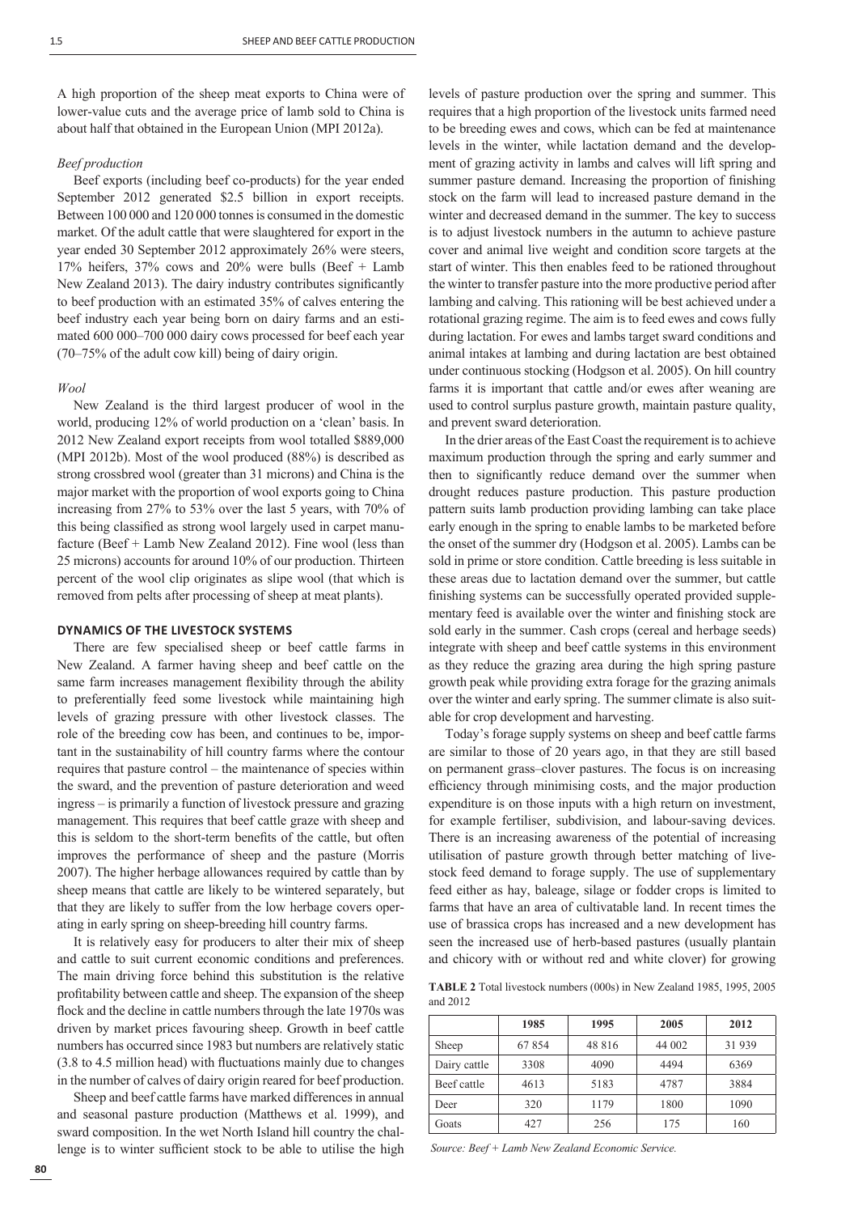A high proportion of the sheep meat exports to China were of lower-value cuts and the average price of lamb sold to China is about half that obtained in the European Union (MPI 2012a).

*Beef production*

Beef exports (including beef co-products) for the year ended September 2012 generated $2.5 billion in export receipts. Between 100 000 and 120 000 tonnes is consumed in the domestic market. Of the adult cattle that were slaughtered for export in the year ended 30 September 2012 approximately 26% were steers, 17% heifers, 37% cows and 20% were bulls (Beef + Lamb New Zealand 2013). The dairy industry contributes significantly to beef production with an estimated 35% of calves entering the beef industry each year being born on dairy farms and an estimated 600 000–700 000 dairy cows processed for beef each year (70–75% of the adult cow kill) being of dairy origin.

*Wool*

New Zealand is the third largest producer of wool in the world, producing 12% of world production on a 'clean' basis. In 2012 New Zealand export receipts from wool totalled $889,000 (MPI 2012b). Most of the wool produced (88%) is described as strong crossbred wool (greater than 31 microns) and China is the major market with the proportion of wool exports going to China increasing from 27% to 53% over the last 5 years, with 70% of this being classified as strong wool largely used in carpet manufacture (Beef + Lamb New Zealand 2012). Fine wool (less than 25 microns) accounts for around 10% of our production. Thirteen percent of the wool clip originates as slipe wool (that which is removed from pelts after processing of sheep at meat plants).

## DYNAMICS OF THE LIVESTOCK SYSTEMS

There are few specialised sheep or beef cattle farms in New Zealand. A farmer having sheep and beef cattle on the same farm increases management flexibility through the ability to preferentially feed some livestock while maintaining high levels of grazing pressure with other livestock classes. The role of the breeding cow has been, and continues to be, important in the sustainability of hill country farms where the contour requires that pasture control – the maintenance of species within the sward, and the prevention of pasture deterioration and weed ingress – is primarily a function of livestock pressure and grazing management. This requires that beef cattle graze with sheep and this is seldom to the short-term benefits of the cattle, but often improves the performance of sheep and the pasture (Morris 2007). The higher herbage allowances required by cattle than by sheep means that cattle are likely to be wintered separately, but that they are likely to suffer from the low herbage covers operating in early spring on sheep-breeding hill country farms.

It is relatively easy for producers to alter their mix of sheep and cattle to suit current economic conditions and preferences. The main driving force behind this substitution is the relative profitability between cattle and sheep. The expansion of the sheep flock and the decline in cattle numbers through the late 1970s was driven by market prices favouring sheep. Growth in beef cattle numbers has occurred since 1983 but numbers are relatively static (3.8 to 4.5 million head) with fluctuations mainly due to changes in the number of calves of dairy origin reared for beef production.

Sheep and beef cattle farms have marked differences in annual and seasonal pasture production (Matthews et al. 1999), and sward composition. In the wet North Island hill country the challenge is to winter sufficient stock to be able to utilise the high levels of pasture production over the spring and summer. This requires that a high proportion of the livestock units farmed need to be breeding ewes and cows, which can be fed at maintenance levels in the winter, while lactation demand and the development of grazing activity in lambs and calves will lift spring and summer pasture demand. Increasing the proportion of finishing stock on the farm will lead to increased pasture demand in the winter and decreased demand in the summer. The key to success is to adjust livestock numbers in the autumn to achieve pasture cover and animal live weight and condition score targets at the start of winter. This then enables feed to be rationed throughout the winter to transfer pasture into the more productive period after lambing and calving. This rationing will be best achieved under a rotational grazing regime. The aim is to feed ewes and cows fully during lactation. For ewes and lambs target sward conditions and animal intakes at lambing and during lactation are best obtained under continuous stocking (Hodgson et al. 2005). On hill country farms it is important that cattle and/or ewes after weaning are used to control surplus pasture growth, maintain pasture quality, and prevent sward deterioration.

In the drier areas of the East Coast the requirement is to achieve maximum production through the spring and early summer and then to significantly reduce demand over the summer when drought reduces pasture production. This pasture production pattern suits lamb production providing lambing can take place early enough in the spring to enable lambs to be marketed before the onset of the summer dry (Hodgson et al. 2005). Lambs can be sold in prime or store condition. Cattle breeding is less suitable in these areas due to lactation demand over the summer, but cattle finishing systems can be successfully operated provided supplementary feed is available over the winter and finishing stock are sold early in the summer. Cash crops (cereal and herbage seeds) integrate with sheep and beef cattle systems in this environment as they reduce the grazing area during the high spring pasture growth peak while providing extra forage for the grazing animals over the winter and early spring. The summer climate is also suitable for crop development and harvesting.

Today's forage supply systems on sheep and beef cattle farms are similar to those of 20 years ago, in that they are still based on permanent grass–clover pastures. The focus is on increasing efficiency through minimising costs, and the major production expenditure is on those inputs with a high return on investment, for example fertiliser, subdivision, and labour-saving devices. There is an increasing awareness of the potential of increasing utilisation of pasture growth through better matching of livestock feed demand to forage supply. The use of supplementary feed either as hay, baleage, silage or fodder crops is limited to farms that have an area of cultivatable land. In recent times the use of brassica crops has increased and a new development has seen the increased use of herb-based pastures (usually plantain and chicory with or without red and white clover) for growing

**TABLE 2** Total livestock numbers (000s) in New Zealand 1985, 1995, 2005 and 2012

| | 1985 | 1995 | 2005 | 2012 |
|---|---|---|---|---|
| Sheep | 67 854 | 48 816 | 44 002 | 31 939 |
| Dairy cattle | 3308 | 4090 | 4494 | 6369 |
| Beef cattle | 4613 | 5183 | 4787 | 3884 |
| Deer | 320 | 1179 | 1800 | 1090 |
| Goats | 427 | 256 | 175 | 160 |

*Source: Beef + Lamb New Zealand Economic Service.*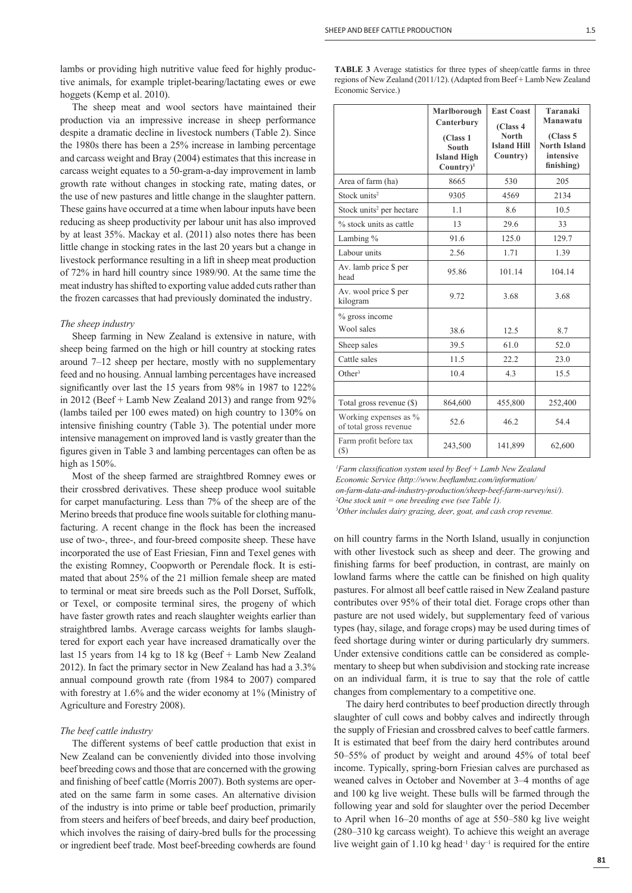lambs or providing high nutritive value feed for highly productive animals, for example triplet-bearing/lactating ewes or ewe hoggets (Kemp et al. 2010).

The sheep meat and wool sectors have maintained their production via an impressive increase in sheep performance despite a dramatic decline in livestock numbers (Table 2). Since the 1980s there has been a 25% increase in lambing percentage and carcass weight and Bray (2004) estimates that this increase in carcass weight equates to a 50-gram-a-day improvement in lamb growth rate without changes in stocking rate, mating dates, or the use of new pastures and little change in the slaughter pattern. These gains have occurred at a time when labour inputs have been reducing as sheep productivity per labour unit has also improved by at least 35%. Mackay et al. (2011) also notes there has been little change in stocking rates in the last 20 years but a change in livestock performance resulting in a lift in sheep meat production of 72% in hard hill country since 1989/90. At the same time the meat industry has shifted to exporting value added cuts rather than the frozen carcasses that had previously dominated the industry.

### *The sheep industry*

Sheep farming in New Zealand is extensive in nature, with sheep being farmed on the high or hill country at stocking rates around 7–12 sheep per hectare, mostly with no supplementary feed and no housing. Annual lambing percentages have increased significantly over last the 15 years from 98% in 1987 to 122% in 2012 (Beef + Lamb New Zealand 2013) and range from 92% (lambs tailed per 100 ewes mated) on high country to 130% on intensive finishing country (Table 3). The potential under more intensive management on improved land is vastly greater than the figures given in Table 3 and lambing percentages can often be as high as 150%.

Most of the sheep farmed are straightbred Romney ewes or their crossbred derivatives. These sheep produce wool suitable for carpet manufacturing. Less than 7% of the sheep are of the Merino breeds that produce fine wools suitable for clothing manufacturing. A recent change in the flock has been the increased use of two-, three-, and four-breed composite sheep. These have incorporated the use of East Friesian, Finn and Texel genes with the existing Romney, Coopworth or Perendale flock. It is estimated that about 25% of the 21 million female sheep are mated to terminal or meat sire breeds such as the Poll Dorset, Suffolk, or Texel, or composite terminal sires, the progeny of which have faster growth rates and reach slaughter weights earlier than straightbred lambs. Average carcass weights for lambs slaughtered for export each year have increased dramatically over the last 15 years from 14 kg to 18 kg (Beef + Lamb New Zealand 2012). In fact the primary sector in New Zealand has had a 3.3% annual compound growth rate (from 1984 to 2007) compared with forestry at 1.6% and the wider economy at 1% (Ministry of Agriculture and Forestry 2008).

### *The beef cattle industry*

The different systems of beef cattle production that exist in New Zealand can be conveniently divided into those involving beef breeding cows and those that are concerned with the growing and finishing of beef cattle (Morris 2007). Both systems are operated on the same farm in some cases. An alternative division of the industry is into prime or table beef production, primarily from steers and heifers of beef breeds, and dairy beef production, which involves the raising of dairy-bred bulls for the processing or ingredient beef trade. Most beef-breeding cowherds are found on hill country farms in the North Island, usually in conjunction with other livestock such as sheep and deer. The growing and finishing farms for beef production, in contrast, are mainly on lowland farms where the cattle can be finished on high quality pastures. For almost all beef cattle raised in New Zealand pasture contributes over 95% of their total diet. Forage crops other than pasture are not used widely, but supplementary feed of various types (hay, silage, and forage crops) may be used during times of feed shortage during winter or during particularly dry summers. Under extensive conditions cattle can be considered as complementary to sheep but when subdivision and stocking rate increase on an individual farm, it is true to say that the role of cattle changes from complementary to a competitive one.

The dairy herd contributes to beef production directly through slaughter of cull cows and bobby calves and indirectly through the supply of Friesian and crossbred calves to beef cattle farmers. It is estimated that beef from the dairy herd contributes around 50–55% of product by weight and around 45% of total beef income. Typically, spring-born Friesian calves are purchased as weaned calves in October and November at 3–4 months of age and 100 kg live weight. These bulls will be farmed through the following year and sold for slaughter over the period December to April when 16–20 months of age at 550–580 kg live weight (280–310 kg carcass weight). To achieve this weight an average live weight gain of 1.10 kg head$^{-1}$ day$^{-1}$ is required for the entire

**TABLE 3** Average statistics for three types of sheep/cattle farms in three regions of New Zealand (2011/12). (Adapted from Beef + Lamb New Zealand Economic Service.)

| | **Marlborough Canterbury (Class 1 South Island High Country)**[1] | **East Coast (Class 4 North Island Hill Country)** | **Taranaki Manawatu (Class 5 North Island intensive finishing)** |
|---|---|---|---|
| Area of farm (ha) | 8665 | 530 | 205 |
| Stock units[2] | 9305 | 4569 | 2134 |
| Stock units[2] per hectare | 1.1 | 8.6 | 10.5 |
| % stock units as cattle | 13 | 29.6 | 33 |
| Lambing % | 91.6 | 125.0 | 129.7 |
| Labour units | 2.56 | 1.71 | 1.39 |
| Av. lamb price $ per head | 95.86 | 101.14 | 104.14 |
| Av. wool price $ per kilogram | 9.72 | 3.68 | 3.68 |
| % gross income | | | |
| Wool sales | 38.6 | 12.5 | 8.7 |
| Sheep sales | 39.5 | 61.0 | 52.0 |
| Cattle sales | 11.5 | 22.2 | 23.0 |
| Other[3] | 10.4 | 4.3 | 15.5 |
| | | | |
| Total gross revenue ($) | 864,600 | 455,800 | 252,400 |
| Working expenses as % of total gross revenue | 52.6 | 46.2 | 54.4 |
| Farm profit before tax ($) | 243,500 | 141,899 | 62,600 |

*[1]Farm classification system used by Beef + Lamb New Zealand Economic Service (http://www.beeflambnz.com/information/on-farm-data-and-industry-production/sheep-beef-farm-survey/nsi/).*
*[2]One stock unit = one breeding ewe (see Table 1).*
*[3]Other includes dairy grazing, deer, goat, and cash crop revenue.*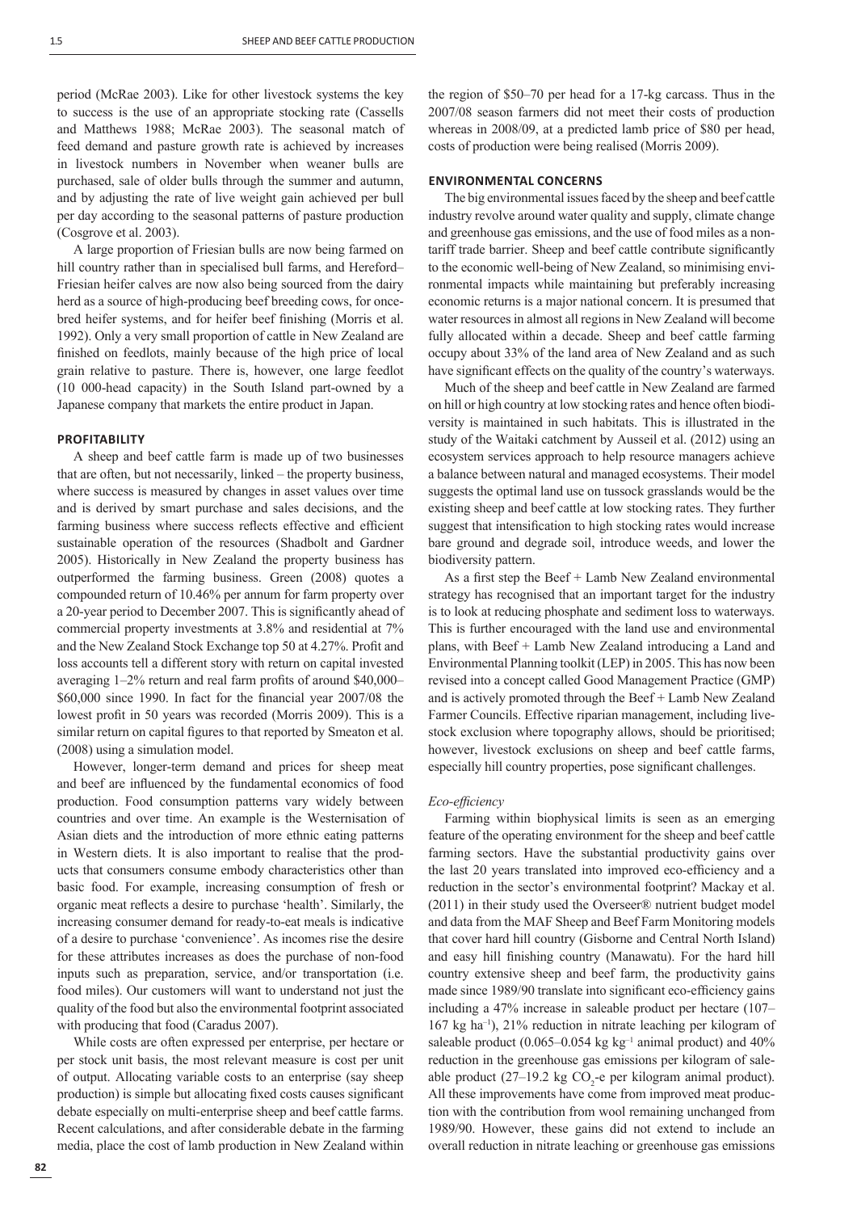period (McRae 2003). Like for other livestock systems the key to success is the use of an appropriate stocking rate (Cassells and Matthews 1988; McRae 2003). The seasonal match of feed demand and pasture growth rate is achieved by increases in livestock numbers in November when weaner bulls are purchased, sale of older bulls through the summer and autumn, and by adjusting the rate of live weight gain achieved per bull per day according to the seasonal patterns of pasture production (Cosgrove et al. 2003).

A large proportion of Friesian bulls are now being farmed on hill country rather than in specialised bull farms, and Hereford–Friesian heifer calves are now also being sourced from the dairy herd as a source of high-producing beef breeding cows, for once-bred heifer systems, and for heifer beef finishing (Morris et al. 1992). Only a very small proportion of cattle in New Zealand are finished on feedlots, mainly because of the high price of local grain relative to pasture. There is, however, one large feedlot (10 000-head capacity) in the South Island part-owned by a Japanese company that markets the entire product in Japan.

## PROFITABILITY

A sheep and beef cattle farm is made up of two businesses that are often, but not necessarily, linked – the property business, where success is measured by changes in asset values over time and is derived by smart purchase and sales decisions, and the farming business where success reflects effective and efficient sustainable operation of the resources (Shadbolt and Gardner 2005). Historically in New Zealand the property business has outperformed the farming business. Green (2008) quotes a compounded return of 10.46% per annum for farm property over a 20-year period to December 2007. This is significantly ahead of commercial property investments at 3.8% and residential at 7% and the New Zealand Stock Exchange top 50 at 4.27%. Profit and loss accounts tell a different story with return on capital invested averaging 1–2% return and real farm profits of around \$40,000–\$60,000 since 1990. In fact for the financial year 2007/08 the lowest profit in 50 years was recorded (Morris 2009). This is a similar return on capital figures to that reported by Smeaton et al. (2008) using a simulation model.

However, longer-term demand and prices for sheep meat and beef are influenced by the fundamental economics of food production. Food consumption patterns vary widely between countries and over time. An example is the Westernisation of Asian diets and the introduction of more ethnic eating patterns in Western diets. It is also important to realise that the products that consumers consume embody characteristics other than basic food. For example, increasing consumption of fresh or organic meat reflects a desire to purchase 'health'. Similarly, the increasing consumer demand for ready-to-eat meals is indicative of a desire to purchase 'convenience'. As incomes rise the desire for these attributes increases as does the purchase of non-food inputs such as preparation, service, and/or transportation (i.e. food miles). Our customers will want to understand not just the quality of the food but also the environmental footprint associated with producing that food (Caradus 2007).

While costs are often expressed per enterprise, per hectare or per stock unit basis, the most relevant measure is cost per unit of output. Allocating variable costs to an enterprise (say sheep production) is simple but allocating fixed costs causes significant debate especially on multi-enterprise sheep and beef cattle farms. Recent calculations, and after considerable debate in the farming media, place the cost of lamb production in New Zealand within the region of \$50–70 per head for a 17-kg carcass. Thus in the 2007/08 season farmers did not meet their costs of production whereas in 2008/09, at a predicted lamb price of \$80 per head, costs of production were being realised (Morris 2009).

## ENVIRONMENTAL CONCERNS

The big environmental issues faced by the sheep and beef cattle industry revolve around water quality and supply, climate change and greenhouse gas emissions, and the use of food miles as a non-tariff trade barrier. Sheep and beef cattle contribute significantly to the economic well-being of New Zealand, so minimising environmental impacts while maintaining but preferably increasing economic returns is a major national concern. It is presumed that water resources in almost all regions in New Zealand will become fully allocated within a decade. Sheep and beef cattle farming occupy about 33% of the land area of New Zealand and as such have significant effects on the quality of the country's waterways.

Much of the sheep and beef cattle in New Zealand are farmed on hill or high country at low stocking rates and hence often biodiversity is maintained in such habitats. This is illustrated in the study of the Waitaki catchment by Ausseil et al. (2012) using an ecosystem services approach to help resource managers achieve a balance between natural and managed ecosystems. Their model suggests the optimal land use on tussock grasslands would be the existing sheep and beef cattle at low stocking rates. They further suggest that intensification to high stocking rates would increase bare ground and degrade soil, introduce weeds, and lower the biodiversity pattern.

As a first step the Beef + Lamb New Zealand environmental strategy has recognised that an important target for the industry is to look at reducing phosphate and sediment loss to waterways. This is further encouraged with the land use and environmental plans, with Beef + Lamb New Zealand introducing a Land and Environmental Planning toolkit (LEP) in 2005. This has now been revised into a concept called Good Management Practice (GMP) and is actively promoted through the Beef + Lamb New Zealand Farmer Councils. Effective riparian management, including livestock exclusion where topography allows, should be prioritised; however, livestock exclusions on sheep and beef cattle farms, especially hill country properties, pose significant challenges.

### *Eco-efficiency*

Farming within biophysical limits is seen as an emerging feature of the operating environment for the sheep and beef cattle farming sectors. Have the substantial productivity gains over the last 20 years translated into improved eco-efficiency and a reduction in the sector's environmental footprint? Mackay et al. (2011) in their study used the Overseer® nutrient budget model and data from the MAF Sheep and Beef Farm Monitoring models that cover hard hill country (Gisborne and Central North Island) and easy hill finishing country (Manawatu). For the hard hill country extensive sheep and beef farm, the productivity gains made since 1989/90 translate into significant eco-efficiency gains including a 47% increase in saleable product per hectare (107–167 kg $ha^{-1}$), 21% reduction in nitrate leaching per kilogram of saleable product (0.065–0.054 kg $kg^{-1}$ animal product) and 40% reduction in the greenhouse gas emissions per kilogram of saleable product (27–19.2 kg $CO_2$-e per kilogram animal product). All these improvements have come from improved meat production with the contribution from wool remaining unchanged from 1989/90. However, these gains did not extend to include an overall reduction in nitrate leaching or greenhouse gas emissions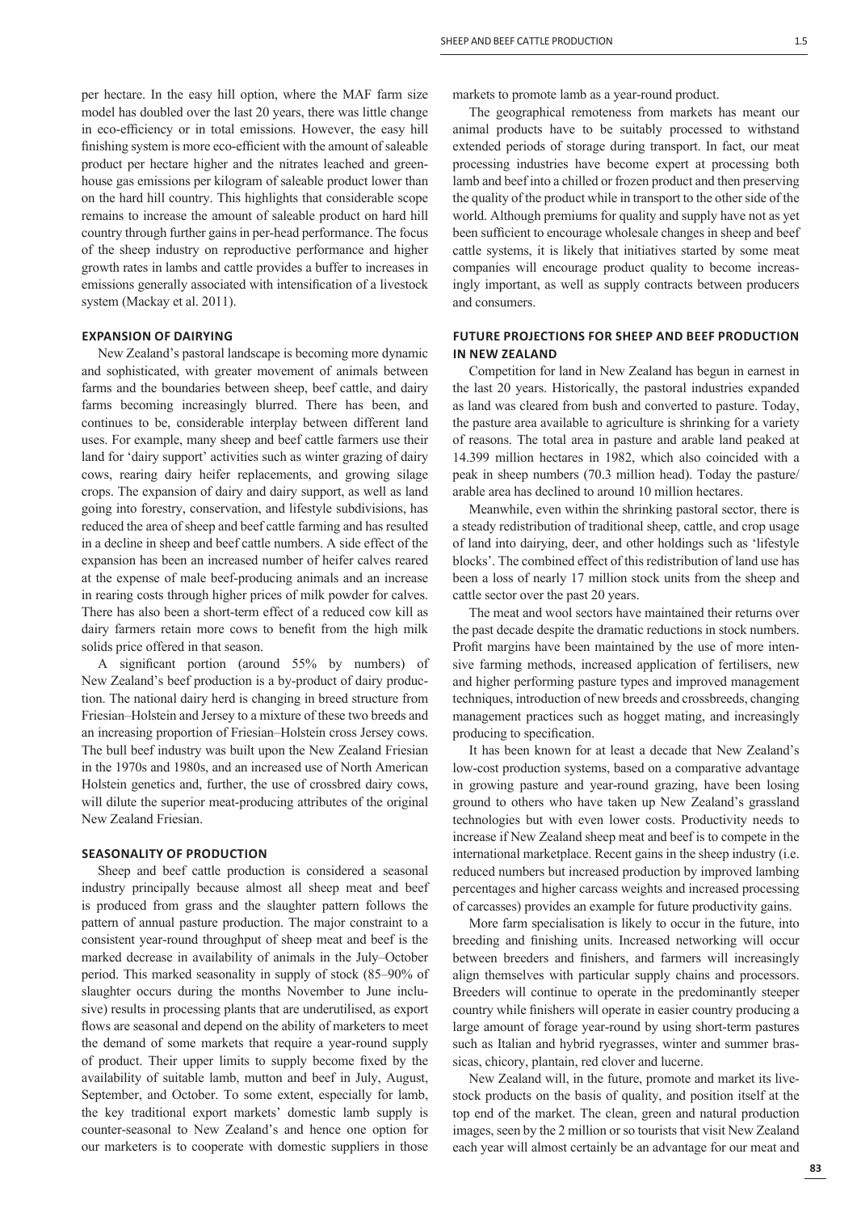per hectare. In the easy hill option, where the MAF farm size model has doubled over the last 20 years, there was little change in eco-efficiency or in total emissions. However, the easy hill finishing system is more eco-efficient with the amount of saleable product per hectare higher and the nitrates leached and greenhouse gas emissions per kilogram of saleable product lower than on the hard hill country. This highlights that considerable scope remains to increase the amount of saleable product on hard hill country through further gains in per-head performance. The focus of the sheep industry on reproductive performance and higher growth rates in lambs and cattle provides a buffer to increases in emissions generally associated with intensification of a livestock system (Mackay et al. 2011).

## EXPANSION OF DAIRYING

New Zealand's pastoral landscape is becoming more dynamic and sophisticated, with greater movement of animals between farms and the boundaries between sheep, beef cattle, and dairy farms becoming increasingly blurred. There has been, and continues to be, considerable interplay between different land uses. For example, many sheep and beef cattle farmers use their land for 'dairy support' activities such as winter grazing of dairy cows, rearing dairy heifer replacements, and growing silage crops. The expansion of dairy and dairy support, as well as land going into forestry, conservation, and lifestyle subdivisions, has reduced the area of sheep and beef cattle farming and has resulted in a decline in sheep and beef cattle numbers. A side effect of the expansion has been an increased number of heifer calves reared at the expense of male beef-producing animals and an increase in rearing costs through higher prices of milk powder for calves. There has also been a short-term effect of a reduced cow kill as dairy farmers retain more cows to benefit from the high milk solids price offered in that season.

A significant portion (around 55% by numbers) of New Zealand's beef production is a by-product of dairy production. The national dairy herd is changing in breed structure from Friesian–Holstein and Jersey to a mixture of these two breeds and an increasing proportion of Friesian–Holstein cross Jersey cows. The bull beef industry was built upon the New Zealand Friesian in the 1970s and 1980s, and an increased use of North American Holstein genetics and, further, the use of crossbred dairy cows, will dilute the superior meat-producing attributes of the original New Zealand Friesian.

## SEASONALITY OF PRODUCTION

Sheep and beef cattle production is considered a seasonal industry principally because almost all sheep meat and beef is produced from grass and the slaughter pattern follows the pattern of annual pasture production. The major constraint to a consistent year-round throughput of sheep meat and beef is the marked decrease in availability of animals in the July–October period. This marked seasonality in supply of stock (85–90% of slaughter occurs during the months November to June inclusive) results in processing plants that are underutilised, as export flows are seasonal and depend on the ability of marketers to meet the demand of some markets that require a year-round supply of product. Their upper limits to supply become fixed by the availability of suitable lamb, mutton and beef in July, August, September, and October. To some extent, especially for lamb, the key traditional export markets' domestic lamb supply is counter-seasonal to New Zealand's and hence one option for our marketers is to cooperate with domestic suppliers in those markets to promote lamb as a year-round product.

The geographical remoteness from markets has meant our animal products have to be suitably processed to withstand extended periods of storage during transport. In fact, our meat processing industries have become expert at processing both lamb and beef into a chilled or frozen product and then preserving the quality of the product while in transport to the other side of the world. Although premiums for quality and supply have not as yet been sufficient to encourage wholesale changes in sheep and beef cattle systems, it is likely that initiatives started by some meat companies will encourage product quality to become increasingly important, as well as supply contracts between producers and consumers.

## FUTURE PROJECTIONS FOR SHEEP AND BEEF PRODUCTION IN NEW ZEALAND

Competition for land in New Zealand has begun in earnest in the last 20 years. Historically, the pastoral industries expanded as land was cleared from bush and converted to pasture. Today, the pasture area available to agriculture is shrinking for a variety of reasons. The total area in pasture and arable land peaked at 14.399 million hectares in 1982, which also coincided with a peak in sheep numbers (70.3 million head). Today the pasture/arable area has declined to around 10 million hectares.

Meanwhile, even within the shrinking pastoral sector, there is a steady redistribution of traditional sheep, cattle, and crop usage of land into dairying, deer, and other holdings such as 'lifestyle blocks'. The combined effect of this redistribution of land use has been a loss of nearly 17 million stock units from the sheep and cattle sector over the past 20 years.

The meat and wool sectors have maintained their returns over the past decade despite the dramatic reductions in stock numbers. Profit margins have been maintained by the use of more intensive farming methods, increased application of fertilisers, new and higher performing pasture types and improved management techniques, introduction of new breeds and crossbreeds, changing management practices such as hogget mating, and increasingly producing to specification.

It has been known for at least a decade that New Zealand's low-cost production systems, based on a comparative advantage in growing pasture and year-round grazing, have been losing ground to others who have taken up New Zealand's grassland technologies but with even lower costs. Productivity needs to increase if New Zealand sheep meat and beef is to compete in the international marketplace. Recent gains in the sheep industry (i.e. reduced numbers but increased production by improved lambing percentages and higher carcass weights and increased processing of carcasses) provides an example for future productivity gains.

More farm specialisation is likely to occur in the future, into breeding and finishing units. Increased networking will occur between breeders and finishers, and farmers will increasingly align themselves with particular supply chains and processors. Breeders will continue to operate in the predominantly steeper country while finishers will operate in easier country producing a large amount of forage year-round by using short-term pastures such as Italian and hybrid ryegrasses, winter and summer brassicas, chicory, plantain, red clover and lucerne.

New Zealand will, in the future, promote and market its livestock products on the basis of quality, and position itself at the top end of the market. The clean, green and natural production images, seen by the 2 million or so tourists that visit New Zealand each year will almost certainly be an advantage for our meat and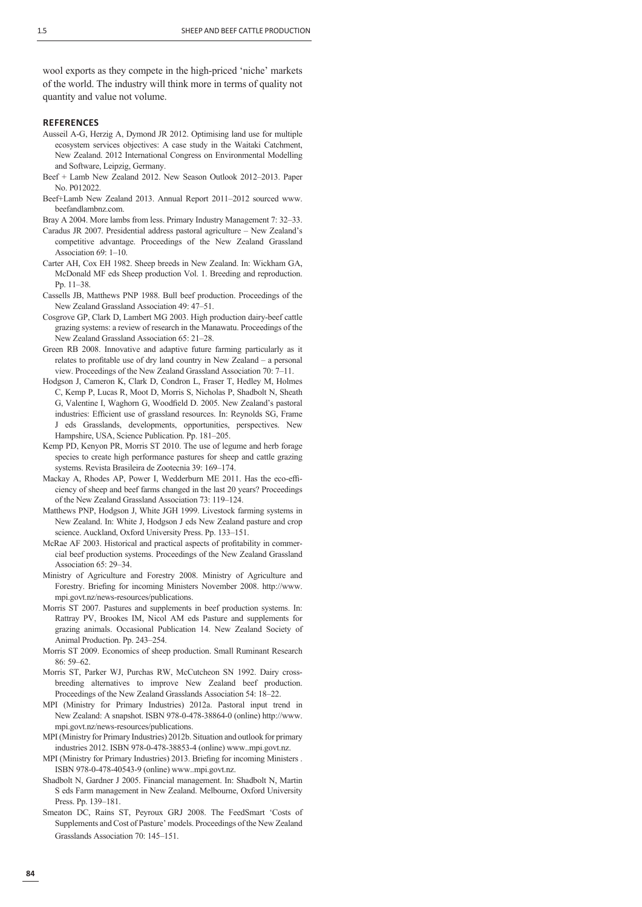wool exports as they compete in the high-priced 'niche' markets of the world. The industry will think more in terms of quality not quantity and value not volume.

## REFERENCES

Ausseil A-G, Herzig A, Dymond JR 2012. Optimising land use for multiple ecosystem services objectives: A case study in the Waitaki Catchment, New Zealand. 2012 International Congress on Environmental Modelling and Software, Leipzig, Germany.

Beef + Lamb New Zealand 2012. New Season Outlook 2012–2013. Paper No. P012022.

Beef+Lamb New Zealand 2013. Annual Report 2011–2012 sourced www.beefandlambnz.com.

Bray A 2004. More lambs from less. Primary Industry Management 7: 32–33.

Caradus JR 2007. Presidential address pastoral agriculture – New Zealand's competitive advantage. Proceedings of the New Zealand Grassland Association 69: 1–10.

Carter AH, Cox EH 1982. Sheep breeds in New Zealand. In: Wickham GA, McDonald MF eds Sheep production Vol. 1. Breeding and reproduction. Pp. 11–38.

Cassells JB, Matthews PNP 1988. Bull beef production. Proceedings of the New Zealand Grassland Association 49: 47–51.

Cosgrove GP, Clark D, Lambert MG 2003. High production dairy-beef cattle grazing systems: a review of research in the Manawatu. Proceedings of the New Zealand Grassland Association 65: 21–28.

Green RB 2008. Innovative and adaptive future farming particularly as it relates to profitable use of dry land country in New Zealand – a personal view. Proceedings of the New Zealand Grassland Association 70: 7–11.

Hodgson J, Cameron K, Clark D, Condron L, Fraser T, Hedley M, Holmes C, Kemp P, Lucas R, Moot D, Morris S, Nicholas P, Shadbolt N, Sheath G, Valentine I, Waghorn G, Woodfield D. 2005. New Zealand's pastoral industries: Efficient use of grassland resources. In: Reynolds SG, Frame J eds Grasslands, developments, opportunities, perspectives. New Hampshire, USA, Science Publication. Pp. 181–205.

Kemp PD, Kenyon PR, Morris ST 2010. The use of legume and herb forage species to create high performance pastures for sheep and cattle grazing systems. Revista Brasileira de Zootecnia 39: 169–174.

Mackay A, Rhodes AP, Power I, Wedderburn ME 2011. Has the eco-efficiency of sheep and beef farms changed in the last 20 years? Proceedings of the New Zealand Grassland Association 73: 119–124.

Matthews PNP, Hodgson J, White JGH 1999. Livestock farming systems in New Zealand. In: White J, Hodgson J eds New Zealand pasture and crop science. Auckland, Oxford University Press. Pp. 133–151.

McRae AF 2003. Historical and practical aspects of profitability in commercial beef production systems. Proceedings of the New Zealand Grassland Association 65: 29–34.

Ministry of Agriculture and Forestry 2008. Ministry of Agriculture and Forestry. Briefing for incoming Ministers November 2008. http://www.mpi.govt.nz/news-resources/publications.

Morris ST 2007. Pastures and supplements in beef production systems. In: Rattray PV, Brookes IM, Nicol AM eds Pasture and supplements for grazing animals. Occasional Publication 14. New Zealand Society of Animal Production. Pp. 243–254.

Morris ST 2009. Economics of sheep production. Small Ruminant Research 86: 59–62.

Morris ST, Parker WJ, Purchas RW, McCutcheon SN 1992. Dairy crossbreeding alternatives to improve New Zealand beef production. Proceedings of the New Zealand Grasslands Association 54: 18–22.

MPI (Ministry for Primary Industries) 2012a. Pastoral input trend in New Zealand: A snapshot. ISBN 978-0-478-38864-0 (online) http://www.mpi.govt.nz/news-resources/publications.

MPI (Ministry for Primary Industries) 2012b. Situation and outlook for primary industries 2012. ISBN 978-0-478-38853-4 (online) www..mpi.govt.nz.

MPI (Ministry for Primary Industries) 2013. Briefing for incoming Ministers . ISBN 978-0-478-40543-9 (online) www..mpi.govt.nz.

Shadbolt N, Gardner J 2005. Financial management. In: Shadbolt N, Martin S eds Farm management in New Zealand. Melbourne, Oxford University Press. Pp. 139–181.

Smeaton DC, Rains ST, Peyroux GRJ 2008. The FeedSmart 'Costs of Supplements and Cost of Pasture' models. Proceedings of the New Zealand Grasslands Association 70: 145–151.